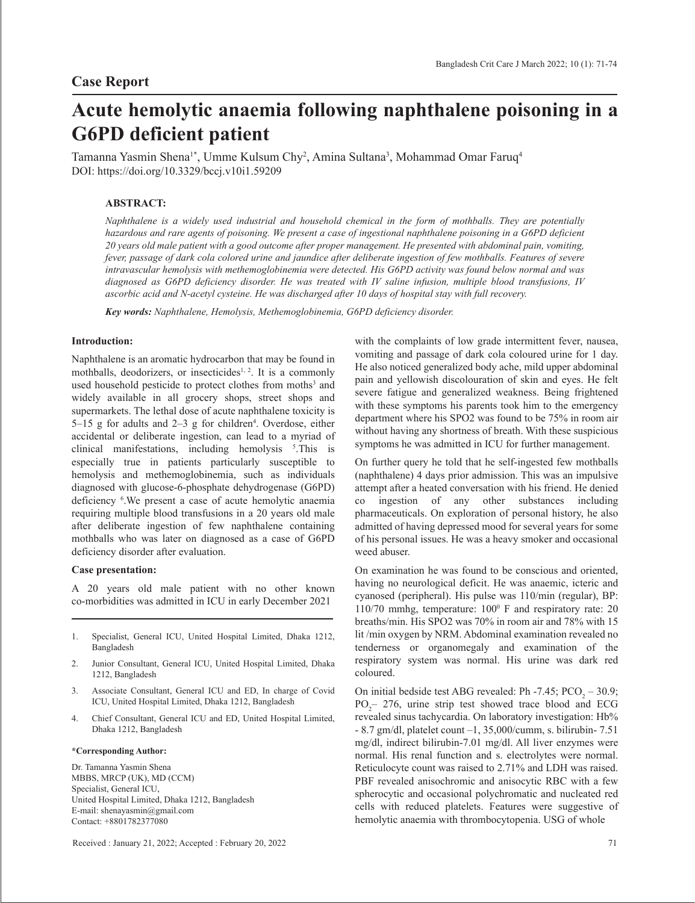## Case Report

# Acute hemolytic anaemia following naphthalene poisoning in a G6PD deficient patient

Tamanna Yasmin Shena[1*], Umme Kulsum Chy[2], Amina Sultana[3], Mohammad Omar Faruq[4]
DOI: https://doi.org/10.3329/bccj.v10i1.59209

**ABSTRACT:**

*Naphthalene is a widely used industrial and household chemical in the form of mothballs. They are potentially hazardous and rare agents of poisoning. We present a case of ingestional naphthalene poisoning in a G6PD deficient 20 years old male patient with a good outcome after proper management. He presented with abdominal pain, vomiting, fever, passage of dark cola colored urine and jaundice after deliberate ingestion of few mothballs. Features of severe intravascular hemolysis with methemoglobinemia were detected. His G6PD activity was found below normal and was diagnosed as G6PD deficiency disorder. He was treated with IV saline infusion, multiple blood transfusions, IV ascorbic acid and N-acetyl cysteine. He was discharged after 10 days of hospital stay with full recovery.*

***Key words:** Naphthalene, Hemolysis, Methemoglobinemia, G6PD deficiency disorder.*

### Introduction:

Naphthalene is an aromatic hydrocarbon that may be found in mothballs, deodorizers, or insecticides[1, 2]. It is a commonly used household pesticide to protect clothes from moths[3] and widely available in all grocery shops, street shops and supermarkets. The lethal dose of acute naphthalene toxicity is 5–15 g for adults and 2–3 g for children[4]. Overdose, either accidental or deliberate ingestion, can lead to a myriad of clinical manifestations, including hemolysis [5].This is especially true in patients particularly susceptible to hemolysis and methemoglobinemia, such as individuals diagnosed with glucose-6-phosphate dehydrogenase (G6PD) deficiency [6].We present a case of acute hemolytic anaemia requiring multiple blood transfusions in a 20 years old male after deliberate ingestion of few naphthalene containing mothballs who was later on diagnosed as a case of G6PD deficiency disorder after evaluation.

### Case presentation:

A 20 years old male patient with no other known co-morbidities was admitted in ICU in early December 2021 with the complaints of low grade intermittent fever, nausea, vomiting and passage of dark cola coloured urine for 1 day. He also noticed generalized body ache, mild upper abdominal pain and yellowish discolouration of skin and eyes. He felt severe fatigue and generalized weakness. Being frightened with these symptoms his parents took him to the emergency department where his SPO2 was found to be 75% in room air without having any shortness of breath. With these suspicious symptoms he was admitted in ICU for further management.

On further query he told that he self-ingested few mothballs (naphthalene) 4 days prior admission. This was an impulsive attempt after a heated conversation with his friend. He denied co ingestion of any other substances including pharmaceuticals. On exploration of personal history, he also admitted of having depressed mood for several years for some of his personal issues. He was a heavy smoker and occasional weed abuser.

On examination he was found to be conscious and oriented, having no neurological deficit. He was anaemic, icteric and cyanosed (peripheral). His pulse was 110/min (regular), BP: 110/70 mmhg, temperature: $100^0$ F and respiratory rate: 20 breaths/min. His SPO2 was 70% in room air and 78% with 15 lit /min oxygen by NRM. Abdominal examination revealed no tenderness or organomegaly and examination of the respiratory system was normal. His urine was dark red coloured.

On initial bedside test ABG revealed: Ph -7.45; $PCO_2$ – 30.9; $PO_2$– 276, urine strip test showed trace blood and ECG revealed sinus tachycardia. On laboratory investigation: Hb% - 8.7 gm/dl, platelet count –1, 35,000/cumm, s. bilirubin- 7.51 mg/dl, indirect bilirubin-7.01 mg/dl. All liver enzymes were normal. His renal function and s. electrolytes were normal. Reticulocyte count was raised to 2.71% and LDH was raised. PBF revealed anisochromic and anisocytic RBC with a few spherocytic and occasional polychromatic and nucleated red cells with reduced platelets. Features were suggestive of hemolytic anaemia with thrombocytopenia. USG of whole

---

1. Specialist, General ICU, United Hospital Limited, Dhaka 1212, Bangladesh
2. Junior Consultant, General ICU, United Hospital Limited, Dhaka 1212, Bangladesh
3. Associate Consultant, General ICU and ED, In charge of Covid ICU, United Hospital Limited, Dhaka 1212, Bangladesh
4. Chief Consultant, General ICU and ED, United Hospital Limited, Dhaka 1212, Bangladesh

**\*Corresponding Author:**

Dr. Tamanna Yasmin Shena
MBBS, MRCP (UK), MD (CCM)
Specialist, General ICU,
United Hospital Limited, Dhaka 1212, Bangladesh
E-mail: shenayasmin@gmail.com
Contact: +8801782377080

Received : January 21, 2022; Accepted : February 20, 2022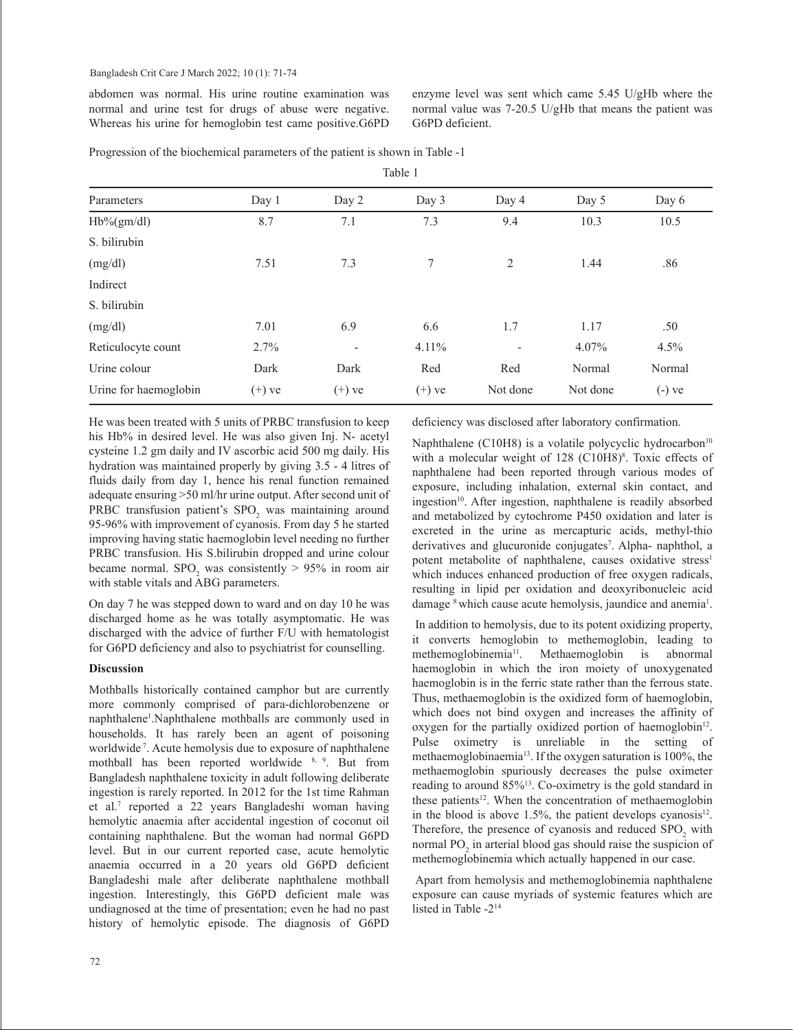abdomen was normal. His urine routine examination was normal and urine test for drugs of abuse were negative. Whereas his urine for hemoglobin test came positive.G6PD enzyme level was sent which came 5.45 U/gHb where the normal value was 7-20.5 U/gHb that means the patient was G6PD deficient.

Progression of the biochemical parameters of the patient is shown in Table -1

Table 1

| Parameters | Day 1 | Day 2 | Day 3 | Day 4 | Day 5 | Day 6 |
|---|---|---|---|---|---|---|
| Hb%(gm/dl) | 8.7 | 7.1 | 7.3 | 9.4 | 10.3 | 10.5 |
| S. bilirubin (mg/dl) | 7.51 | 7.3 | 7 | 2 | 1.44 | .86 |
| Indirect S. bilirubin (mg/dl) | 7.01 | 6.9 | 6.6 | 1.7 | 1.17 | .50 |
| Reticulocyte count | 2.7% | - | 4.11% | - | 4.07% | 4.5% |
| Urine colour | Dark | Dark | Red | Red | Normal | Normal |
| Urine for haemoglobin | (+) ve | (+) ve | (+) ve | Not done | Not done | (-) ve |

He was been treated with 5 units of PRBC transfusion to keep his Hb% in desired level. He was also given Inj. N- acetyl cysteine 1.2 gm daily and IV ascorbic acid 500 mg daily. His hydration was maintained properly by giving 3.5 - 4 litres of fluids daily from day 1, hence his renal function remained adequate ensuring >50 ml/hr urine output. After second unit of PRBC transfusion patient's $SPO_2$ was maintaining around 95-96% with improvement of cyanosis. From day 5 he started improving having static haemoglobin level needing no further PRBC transfusion. His S.bilirubin dropped and urine colour became normal. $SPO_2$ was consistently > 95% in room air with stable vitals and ABG parameters.

On day 7 he was stepped down to ward and on day 10 he was discharged home as he was totally asymptomatic. He was discharged with the advice of further F/U with hematologist for G6PD deficiency and also to psychiatrist for counselling.

**Discussion**

Mothballs historically contained camphor but are currently more commonly comprised of para-dichlorobenzene or naphthalene[1].Naphthalene mothballs are commonly used in households. It has rarely been an agent of poisoning worldwide[7]. Acute hemolysis due to exposure of naphthalene mothball has been reported worldwide [8, 9]. But from Bangladesh naphthalene toxicity in adult following deliberate ingestion is rarely reported. In 2012 for the 1st time Rahman et al.[7] reported a 22 years Bangladeshi woman having hemolytic anaemia after accidental ingestion of coconut oil containing naphthalene. But the woman had normal G6PD level. But in our current reported case, acute hemolytic anaemia occurred in a 20 years old G6PD deficient Bangladeshi male after deliberate naphthalene mothball ingestion. Interestingly, this G6PD deficient male was undiagnosed at the time of presentation; even he had no past history of hemolytic episode. The diagnosis of G6PD deficiency was disclosed after laboratory confirmation.

Naphthalene ($C_{10}H_8$) is a volatile polycyclic hydrocarbon[10] with a molecular weight of 128 ($C_{10}H_8$)[8]. Toxic effects of naphthalene had been reported through various modes of exposure, including inhalation, external skin contact, and ingestion[10]. After ingestion, naphthalene is readily absorbed and metabolized by cytochrome P450 oxidation and later is excreted in the urine as mercapturic acids, methyl-thio derivatives and glucuronide conjugates[7]. Alpha- naphthol, a potent metabolite of naphthalene, causes oxidative stress[1] which induces enhanced production of free oxygen radicals, resulting in lipid per oxidation and deoxyribonucleic acid damage [8] which cause acute hemolysis, jaundice and anemia[1].

In addition to hemolysis, due to its potent oxidizing property, it converts hemoglobin to methemoglobin, leading to methemoglobinemia[11]. Methaemoglobin is abnormal haemoglobin in which the iron moiety of unoxygenated haemoglobin is in the ferric state rather than the ferrous state. Thus, methaemoglobin is the oxidized form of haemoglobin, which does not bind oxygen and increases the affinity of oxygen for the partially oxidized portion of haemoglobin[12]. Pulse oximetry is unreliable in the setting of methaemoglobinaemia[13]. If the oxygen saturation is 100%, the methaemoglobin spuriously decreases the pulse oximeter reading to around 85%[13]. Co-oximetry is the gold standard in these patients[12]. When the concentration of methaemoglobin in the blood is above 1.5%, the patient develops cyanosis[12]. Therefore, the presence of cyanosis and reduced $SPO_2$ with normal $PO_2$ in arterial blood gas should raise the suspicion of methemoglobinemia which actually happened in our case.

Apart from hemolysis and methemoglobinemia naphthalene exposure can cause myriads of systemic features which are listed in Table -2[14]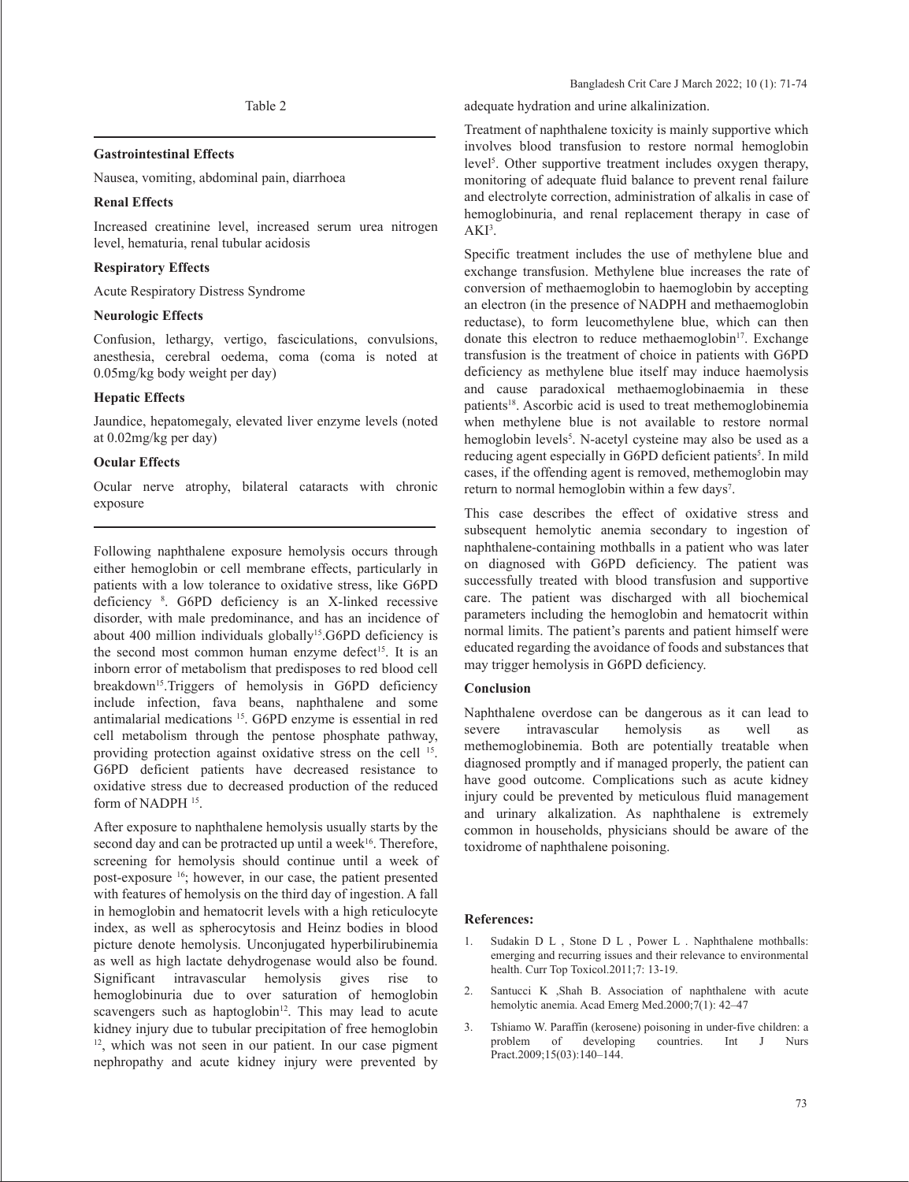Table 2

**Gastrointestinal Effects**

Nausea, vomiting, abdominal pain, diarrhoea

**Renal Effects**

Increased creatinine level, increased serum urea nitrogen level, hematuria, renal tubular acidosis

**Respiratory Effects**

Acute Respiratory Distress Syndrome

**Neurologic Effects**

Confusion, lethargy, vertigo, fasciculations, convulsions, anesthesia, cerebral oedema, coma (coma is noted at 0.05mg/kg body weight per day)

**Hepatic Effects**

Jaundice, hepatomegaly, elevated liver enzyme levels (noted at 0.02mg/kg per day)

**Ocular Effects**

Ocular nerve atrophy, bilateral cataracts with chronic exposure

Following naphthalene exposure hemolysis occurs through either hemoglobin or cell membrane effects, particularly in patients with a low tolerance to oxidative stress, like G6PD deficiency [8]. G6PD deficiency is an X-linked recessive disorder, with male predominance, and has an incidence of about 400 million individuals globally[15].G6PD deficiency is the second most common human enzyme defect[15]. It is an inborn error of metabolism that predisposes to red blood cell breakdown[15].Triggers of hemolysis in G6PD deficiency include infection, fava beans, naphthalene and some antimalarial medications [15]. G6PD enzyme is essential in red cell metabolism through the pentose phosphate pathway, providing protection against oxidative stress on the cell [15]. G6PD deficient patients have decreased resistance to oxidative stress due to decreased production of the reduced form of NADPH [15].

After exposure to naphthalene hemolysis usually starts by the second day and can be protracted up until a week[16]. Therefore, screening for hemolysis should continue until a week of post-exposure [16]; however, in our case, the patient presented with features of hemolysis on the third day of ingestion. A fall in hemoglobin and hematocrit levels with a high reticulocyte index, as well as spherocytosis and Heinz bodies in blood picture denote hemolysis. Unconjugated hyperbilirubinemia as well as high lactate dehydrogenase would also be found. Significant intravascular hemolysis gives rise to hemoglobinuria due to over saturation of hemoglobin scavengers such as haptoglobin[12]. This may lead to acute kidney injury due to tubular precipitation of free hemoglobin [12], which was not seen in our patient. In our case pigment nephropathy and acute kidney injury were prevented by adequate hydration and urine alkalinization.

Treatment of naphthalene toxicity is mainly supportive which involves blood transfusion to restore normal hemoglobin level[5]. Other supportive treatment includes oxygen therapy, monitoring of adequate fluid balance to prevent renal failure and electrolyte correction, administration of alkalis in case of hemoglobinuria, and renal replacement therapy in case of AKI[3].

Specific treatment includes the use of methylene blue and exchange transfusion. Methylene blue increases the rate of conversion of methaemoglobin to haemoglobin by accepting an electron (in the presence of NADPH and methaemoglobin reductase), to form leucomethylene blue, which can then donate this electron to reduce methaemoglobin[17]. Exchange transfusion is the treatment of choice in patients with G6PD deficiency as methylene blue itself may induce haemolysis and cause paradoxical methaemoglobinaemia in these patients[18]. Ascorbic acid is used to treat methemoglobinemia when methylene blue is not available to restore normal hemoglobin levels[5]. N-acetyl cysteine may also be used as a reducing agent especially in G6PD deficient patients[5]. In mild cases, if the offending agent is removed, methemoglobin may return to normal hemoglobin within a few days[7].

This case describes the effect of oxidative stress and subsequent hemolytic anemia secondary to ingestion of naphthalene-containing mothballs in a patient who was later on diagnosed with G6PD deficiency. The patient was successfully treated with blood transfusion and supportive care. The patient was discharged with all biochemical parameters including the hemoglobin and hematocrit within normal limits. The patient's parents and patient himself were educated regarding the avoidance of foods and substances that may trigger hemolysis in G6PD deficiency.

## Conclusion

Naphthalene overdose can be dangerous as it can lead to severe intravascular hemolysis as well as methemoglobinemia. Both are potentially treatable when diagnosed promptly and if managed properly, the patient can have good outcome. Complications such as acute kidney injury could be prevented by meticulous fluid management and urinary alkalization. As naphthalene is extremely common in households, physicians should be aware of the toxidrome of naphthalene poisoning.

## References:

1. Sudakin D L , Stone D L , Power L . Naphthalene mothballs: emerging and recurring issues and their relevance to environmental health. Curr Top Toxicol.2011;7: 13-19.
2. Santucci K ,Shah B. Association of naphthalene with acute hemolytic anemia. Acad Emerg Med.2000;7(1): 42–47
3. Tshiamo W. Paraffin (kerosene) poisoning in under-five children: a problem of developing countries. Int J Nurs Pract.2009;15(03):140–144.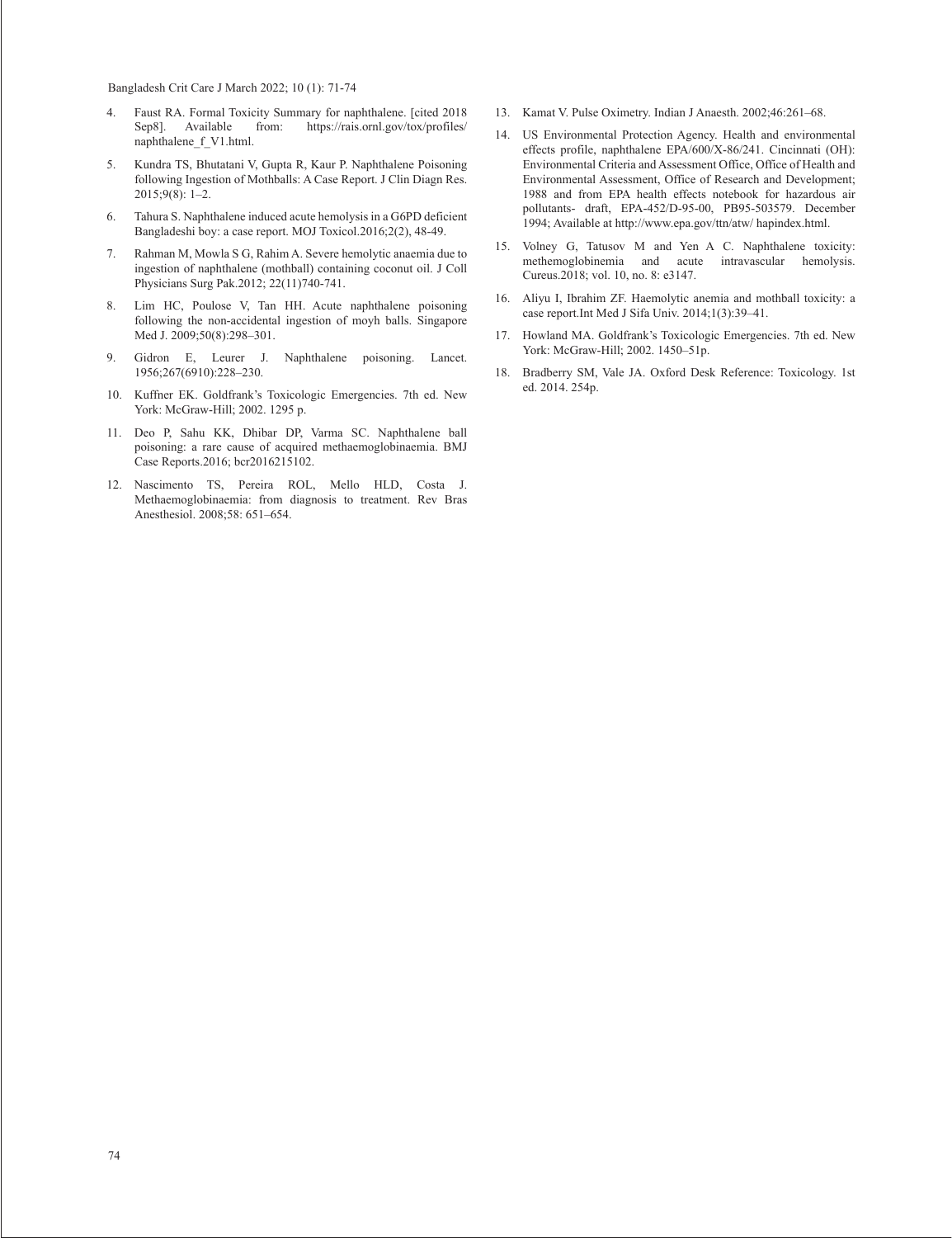4. Faust RA. Formal Toxicity Summary for naphthalene. [cited 2018 Sep8]. Available from: https://rais.ornl.gov/tox/profiles/naphthalene_f_V1.html.
5. Kundra TS, Bhutatani V, Gupta R, Kaur P. Naphthalene Poisoning following Ingestion of Mothballs: A Case Report. J Clin Diagn Res. 2015;9(8): 1–2.
6. Tahura S. Naphthalene induced acute hemolysis in a G6PD deficient Bangladeshi boy: a case report. MOJ Toxicol.2016;2(2), 48-49.
7. Rahman M, Mowla S G, Rahim A. Severe hemolytic anaemia due to ingestion of naphthalene (mothball) containing coconut oil. J Coll Physicians Surg Pak.2012; 22(11)740-741.
8. Lim HC, Poulose V, Tan HH. Acute naphthalene poisoning following the non-accidental ingestion of moyh balls. Singapore Med J. 2009;50(8):298–301.
9. Gidron E, Leurer J. Naphthalene poisoning. Lancet. 1956;267(6910):228–230.
10. Kuffner EK. Goldfrank's Toxicologic Emergencies. 7th ed. New York: McGraw-Hill; 2002. 1295 p.
11. Deo P, Sahu KK, Dhibar DP, Varma SC. Naphthalene ball poisoning: a rare cause of acquired methaemoglobinaemia. BMJ Case Reports.2016; bcr2016215102.
12. Nascimento TS, Pereira ROL, Mello HLD, Costa J. Methaemoglobinaemia: from diagnosis to treatment. Rev Bras Anesthesiol. 2008;58: 651–654.
13. Kamat V. Pulse Oximetry. Indian J Anaesth. 2002;46:261–68.
14. US Environmental Protection Agency. Health and environmental effects profile, naphthalene EPA/600/X-86/241. Cincinnati (OH): Environmental Criteria and Assessment Office, Office of Health and Environmental Assessment, Office of Research and Development; 1988 and from EPA health effects notebook for hazardous air pollutants- draft, EPA-452/D-95-00, PB95-503579. December 1994; Available at http://www.epa.gov/ttn/atw/ hapindex.html.
15. Volney G, Tatusov M and Yen A C. Naphthalene toxicity: methemoglobinemia and acute intravascular hemolysis. Cureus.2018; vol. 10, no. 8: e3147.
16. Aliyu I, Ibrahim ZF. Haemolytic anemia and mothball toxicity: a case report.Int Med J Sifa Univ. 2014;1(3):39–41.
17. Howland MA. Goldfrank's Toxicologic Emergencies. 7th ed. New York: McGraw-Hill; 2002. 1450–51p.
18. Bradberry SM, Vale JA. Oxford Desk Reference: Toxicology. 1st ed. 2014. 254p.